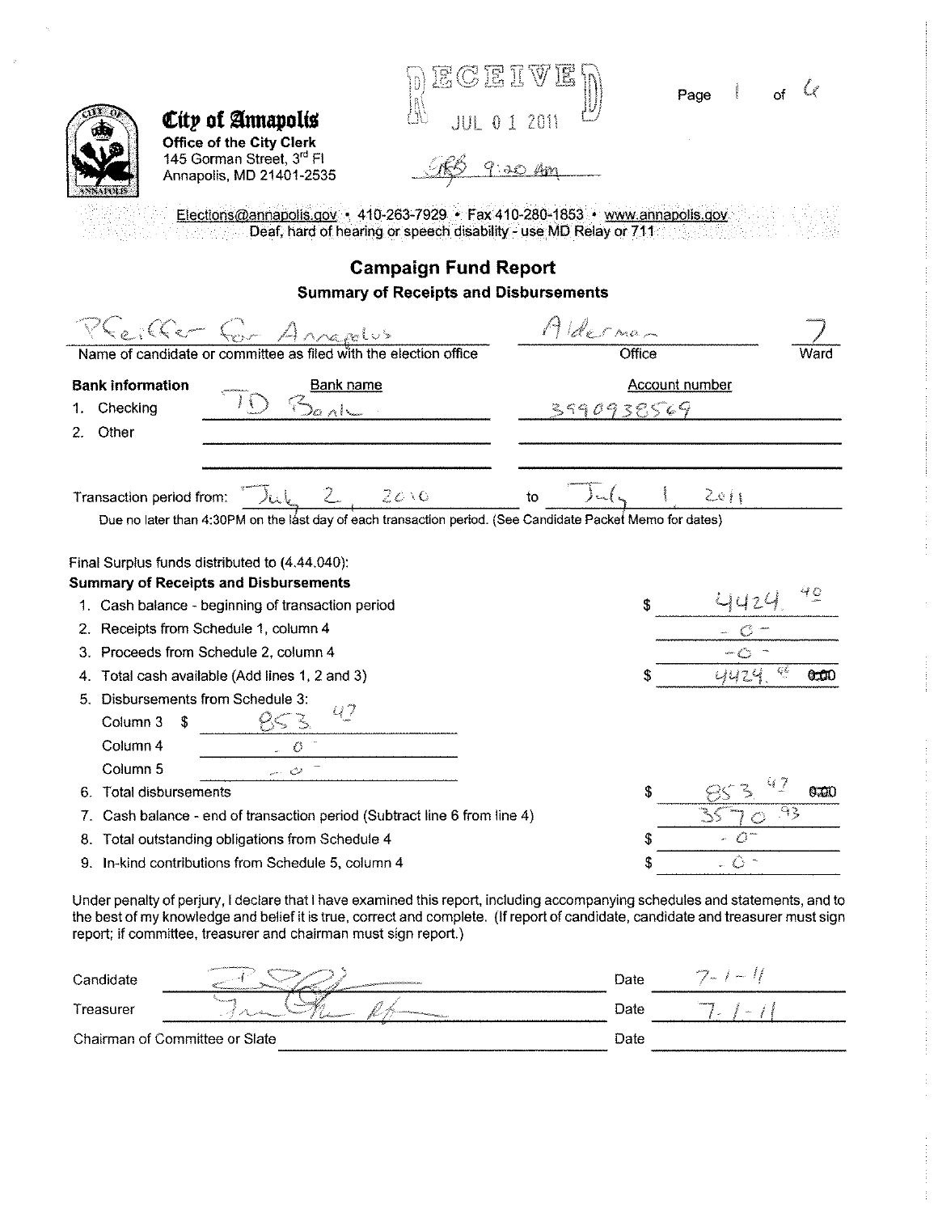**City of Annapolis**
**Office of the City Clerk**
145 Gorman Street, 3rd Fl
Annapolis, MD 21401-2535

RECEIVED
JUL 01 2011
RBS 9:20 AM

Elections@annapolis.gov • 410-263-7929 • Fax 410-280-1853 • www.annapolis.gov
Deaf, hard of hearing or speech disability - use MD Relay or 711

# Campaign Fund Report

## Summary of Receipts and Disbursements

| Name of candidate or committee as filed with the election office | Office | Ward |
|---|---|---|
| Pfeiffer for Annapolis | Alderman | 7 |

| **Bank information** | Bank name | Account number |
|---|---|---|
| 1. Checking | TD Bank | 3590938569 |
| 2. Other | | |

Transaction period from: July 2, 2010 to July 1, 2011

Due no later than 4:30PM on the last day of each transaction period. (See Candidate Packet Memo for dates)

Final Surplus funds distributed to (4.44.040):

**Summary of Receipts and Disbursements**

| | | |
|---|---|---|
| 1. Cash balance - beginning of transaction period | | $ 4424.40 |
| 2. Receipts from Schedule 1, column 4 | | -0- |
| 3. Proceeds from Schedule 2, column 4 | | -0- |
| 4. Total cash available (Add lines 1, 2 and 3) | | $ 4424.40 |
| 5. Disbursements from Schedule 3: | | |
| Column 3 | $ 853.47 | |
| Column 4 | -0- | |
| Column 5 | -0- | |
| 6. Total disbursements | | $ 853.47 |
| 7. Cash balance - end of transaction period (Subtract line 6 from line 4) | | 3570.93 |
| 8. Total outstanding obligations from Schedule 4 | | $ -0- |
| 9. In-kind contributions from Schedule 5, column 4 | | $ -0- |

Under penalty of perjury, I declare that I have examined this report, including accompanying schedules and statements, and to the best of my knowledge and belief it is true, correct and complete. (If report of candidate, candidate and treasurer must sign report; if committee, treasurer and chairman must sign report.)

| | | | |
|---|---|---|---|
| Candidate | [signature] | Date | 7-1-11 |
| Treasurer | [signature] | Date | 7-1-11 |
| Chairman of Committee or Slate | | Date | |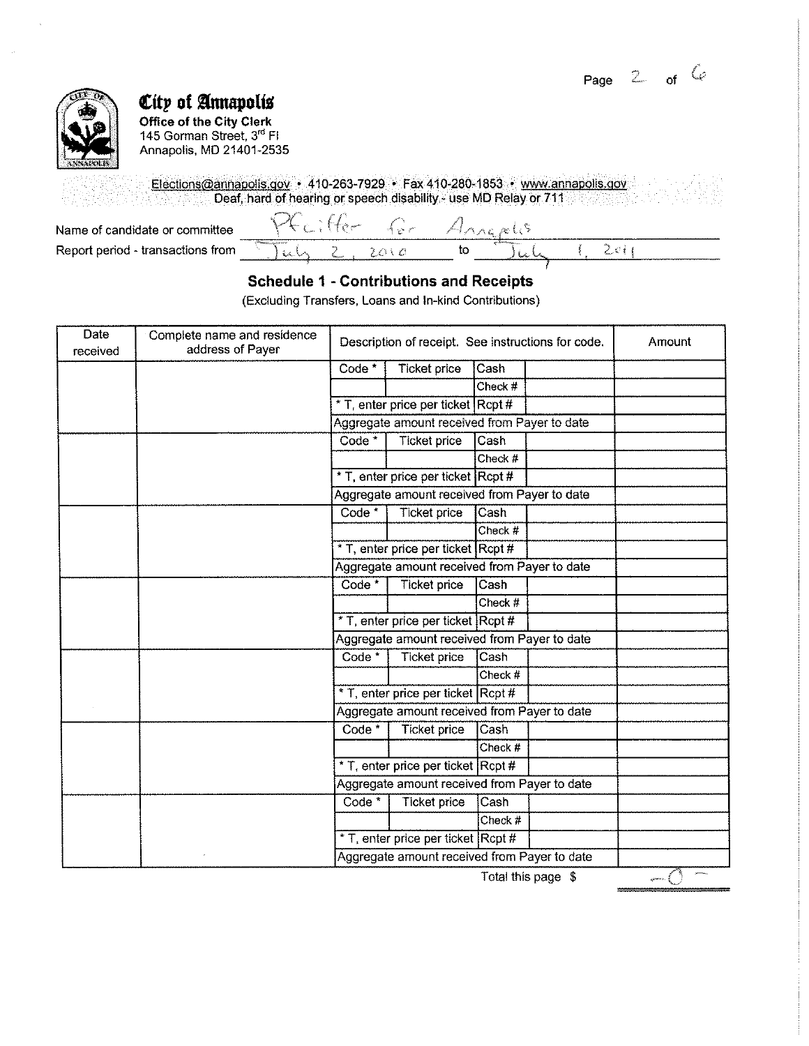# City of Annapolis

**Office of the City Clerk**
145 Gorman Street, 3rd Fl
Annapolis, MD 21401-2535

Elections@annapolis.gov • 410-263-7929 • Fax 410-280-1853 • www.annapolis.gov
Deaf, hard of hearing or speech disability - use MD Relay or 711

Name of candidate or committee: Pfeiffer for Annapolis

Report period - transactions from: July 2, 2010 to July 1, 2011

## Schedule 1 - Contributions and Receipts

(Excluding Transfers, Loans and In-kind Contributions)

| Date received | Complete name and residence address of Payer | Description of receipt. See instructions for code. | | | | Amount |
|---|---|---|---|---|---|---|
| | | Code * | Ticket price | Cash | | |
| | | | | Check # | | |
| | | * T, enter price per ticket | | Rcpt # | | |
| | | Aggregate amount received from Payer to date | | | | |
| | | Code * | Ticket price | Cash | | |
| | | | | Check # | | |
| | | * T, enter price per ticket | | Rcpt # | | |
| | | Aggregate amount received from Payer to date | | | | |
| | | Code * | Ticket price | Cash | | |
| | | | | Check # | | |
| | | * T, enter price per ticket | | Rcpt # | | |
| | | Aggregate amount received from Payer to date | | | | |
| | | Code * | Ticket price | Cash | | |
| | | | | Check # | | |
| | | * T, enter price per ticket | | Rcpt # | | |
| | | Aggregate amount received from Payer to date | | | | |
| | | Code * | Ticket price | Cash | | |
| | | | | Check # | | |
| | | * T, enter price per ticket | | Rcpt # | | |
| | | Aggregate amount received from Payer to date | | | | |
| | | Code * | Ticket price | Cash | | |
| | | | | Check # | | |
| | | * T, enter price per ticket | | Rcpt # | | |
| | | Aggregate amount received from Payer to date | | | | |
| | | Code * | Ticket price | Cash | | |
| | | | | Check # | | |
| | | * T, enter price per ticket | | Rcpt # | | |
| | | Aggregate amount received from Payer to date | | | | |

Total this page $ -0-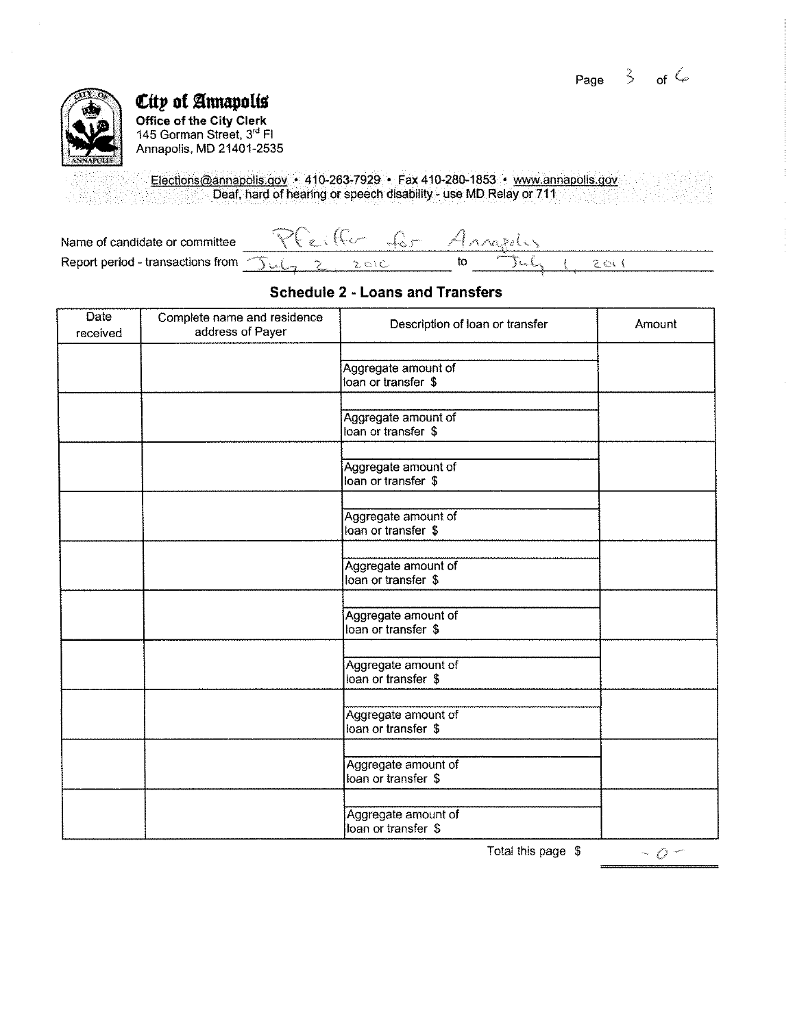**City of Annapolis**
**Office of the City Clerk**
145 Gorman Street, 3rd Fl
Annapolis, MD 21401-2535

Elections@annapolis.gov • 410-263-7929 • Fax 410-280-1853 • www.annapolis.gov
Deaf, hard of hearing or speech disability - use MD Relay or 711

Name of candidate or committee: Pfeiffer for Annapolis
Report period - transactions from: July 2 2010 to July 1 2011

## Schedule 2 - Loans and Transfers

| Date received | Complete name and residence address of Payer | Description of loan or transfer | Amount |
|---|---|---|---|
| | | Aggregate amount of loan or transfer $ | |
| | | Aggregate amount of loan or transfer $ | |
| | | Aggregate amount of loan or transfer $ | |
| | | Aggregate amount of loan or transfer $ | |
| | | Aggregate amount of loan or transfer $ | |
| | | Aggregate amount of loan or transfer $ | |
| | | Aggregate amount of loan or transfer $ | |
| | | Aggregate amount of loan or transfer $ | |
| | | Aggregate amount of loan or transfer $ | |
| | | Aggregate amount of loan or transfer $ | |

Total this page $ -0-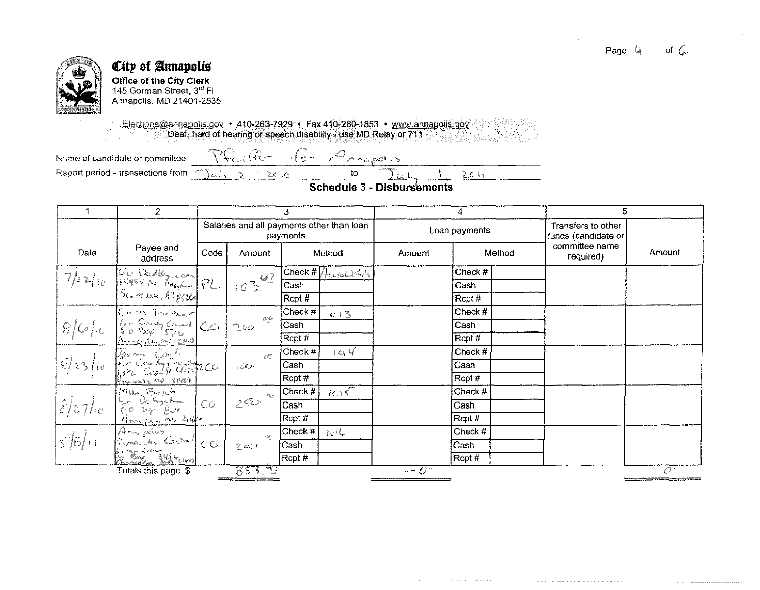## City of Annapolis

**Office of the City Clerk**
145 Gorman Street, 3rd Fl
Annapolis, MD 21401-2535

Elections@annapolis.gov • 410-263-7929 • Fax 410-280-1853 • www.annapolis.gov
Deaf, hard of hearing or speech disability - use MD Relay or 711

Name of candidate or committee: Pfeiffer for Annapolis

Report period - transactions from: July 2, 2010 to July 1, 2011

### Schedule 3 - Disbursements

| 1 | 2 | 3 | | | | 4 | | | 5 | |
|---|---|---|---|---|---|---|---|---|---|---|
| | | Salaries and all payments other than loan payments | | | | Loan payments | | | Transfers to other funds (candidate or committee name required) | Amount |
| Date | Payee and address | Code | Amount | Method | | Amount | Method | | | |
| 7/22/10 | Go Daddy.com 14455 N Hayden Scottsdale, AZ 85260 | PL | 163.42 | Check # | Auto Withdrawal | | Check # | | | |
| | | | | Cash | | | Cash | | | |
| | | | | Rcpt # | | | Rcpt # | | | |
| 8/6/10 | Chris Trumbauer for County Council PO Box 5706 Annapolis MD 21403 | CO | 200.00 | Check # | 1013 | | Check # | | | |
| | | | | Cash | | | Cash | | | |
| | | | | Rcpt # | | | Rcpt # | | | |
| 8/23/10 | Joanna Conti for County Executive 1332 Cape St Claire Rd Annapolis MD 21409 | CO | 100.00 | Check # | 1014 | | Check # | | | |
| | | | | Cash | | | Cash | | | |
| | | | | Rcpt # | | | Rcpt # | | | |
| 8/27/10 | Mikey Busch for Delegate PO Box 824 Annapolis MD 21404 | CO | 250.00 | Check # | 1015 | | Check # | | | |
| | | | | Cash | | | Cash | | | |
| | | | | Rcpt # | | | Rcpt # | | | |
| 5/8/11 | Annapolis Democratic Central Committee PO Box 3496 Annapolis MD 21403 | CO | 200.00 | Check # | 1016 | | Check # | | | |
| | | | | Cash | | | Cash | | | |
| | | | | Rcpt # | | | Rcpt # | | | |
| | Totals this page $ | | 853.42 | | | -0- | | | | -0- |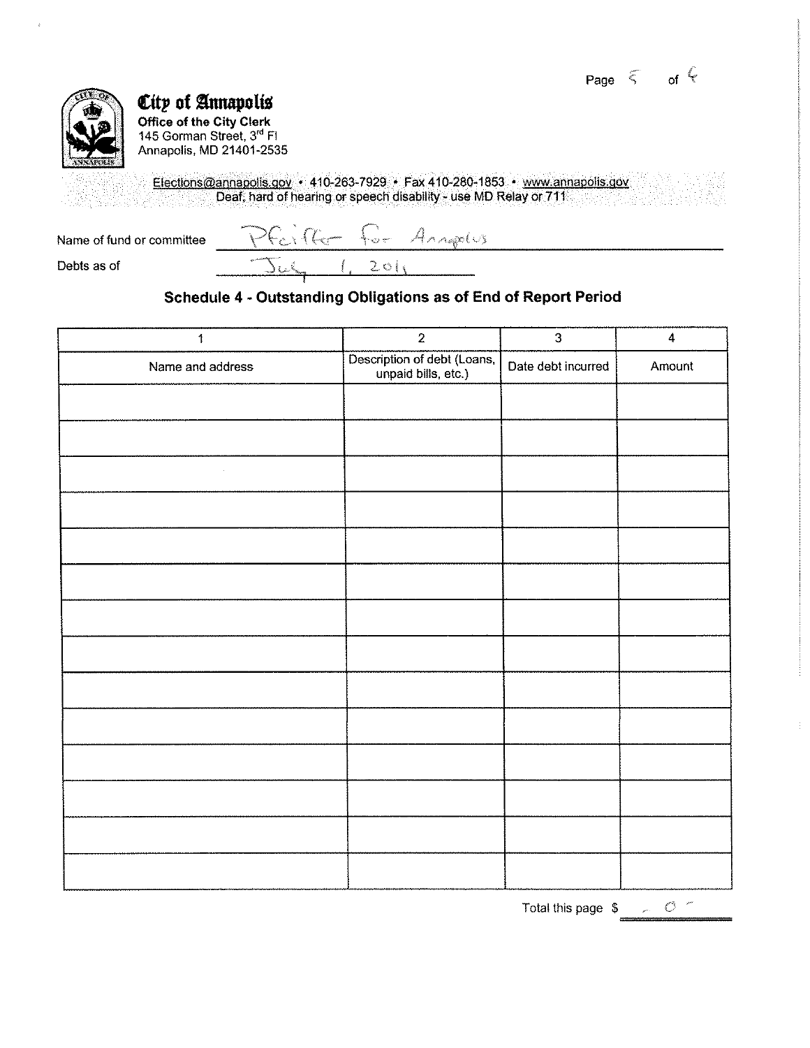**City of Annapolis**
**Office of the City Clerk**
145 Gorman Street, 3rd Fl
Annapolis, MD 21401-2535

Elections@annapolis.gov • 410-263-7929 • Fax 410-280-1853 • www.annapolis.gov
Deaf, hard of hearing or speech disability - use MD Relay or 711

Name of fund or committee: Pfeiffer for Annapolis

Debts as of: July 1, 2011

## Schedule 4 - Outstanding Obligations as of End of Report Period

| 1 | 2 | 3 | 4 |
|---|---|---|---|
| Name and address | Description of debt (Loans, unpaid bills, etc.) | Date debt incurred | Amount |
| | | | |
| | | | |
| | | | |
| | | | |
| | | | |
| | | | |
| | | | |
| | | | |
| | | | |
| | | | |
| | | | |
| | | | |
| | | | |
| | | | |

Total this page $ - 0 -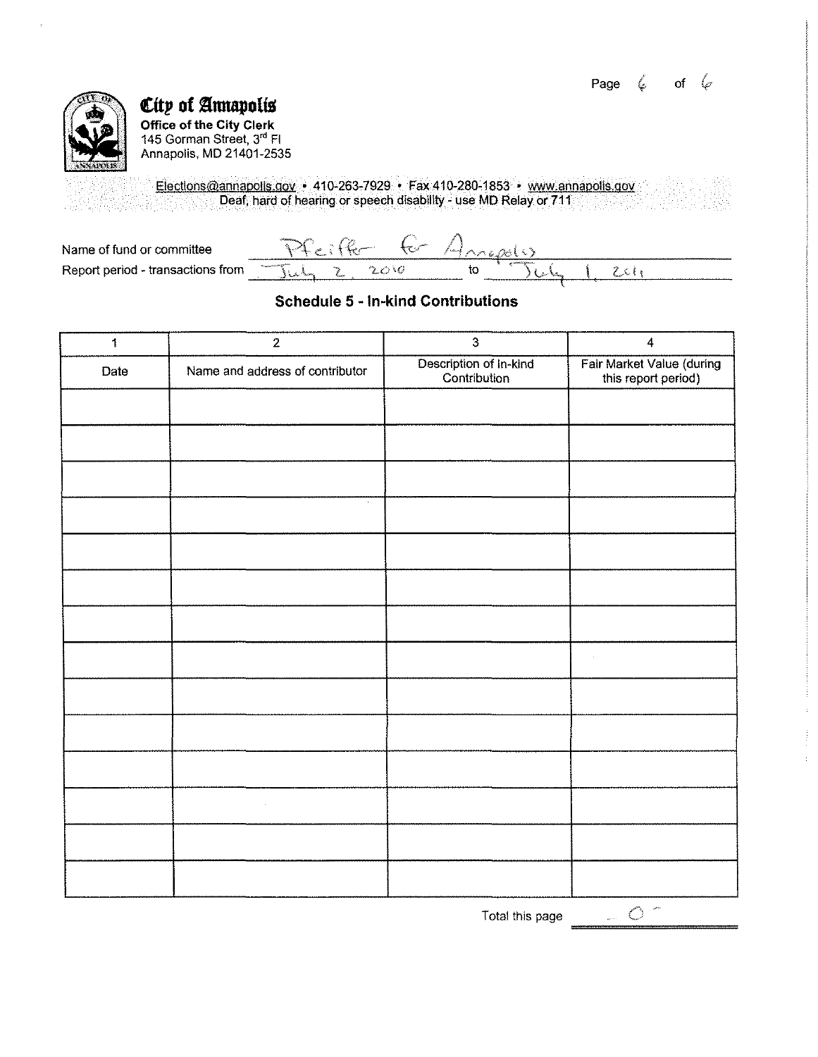**City of Annapolis**
**Office of the City Clerk**
145 Gorman Street, 3rd Fl
Annapolis, MD 21401-2535

Elections@annapolis.gov • 410-263-7929 • Fax 410-280-1853 • www.annapolis.gov
Deaf, hard of hearing or speech disability - use MD Relay or 711

Name of fund or committee: Pfeiffer for Annapolis
Report period - transactions from: July 2, 2010 to July 1, 2011

## Schedule 5 - In-kind Contributions

| 1 | 2 | 3 | 4 |
|---|---|---|---|
| Date | Name and address of contributor | Description of In-kind Contribution | Fair Market Value (during this report period) |
| | | | |
| | | | |
| | | | |
| | | | |
| | | | |
| | | | |
| | | | |
| | | | |
| | | | |
| | | | |
| | | | |
| | | | |
| | | | |
| | | | |

Total this page: -0-